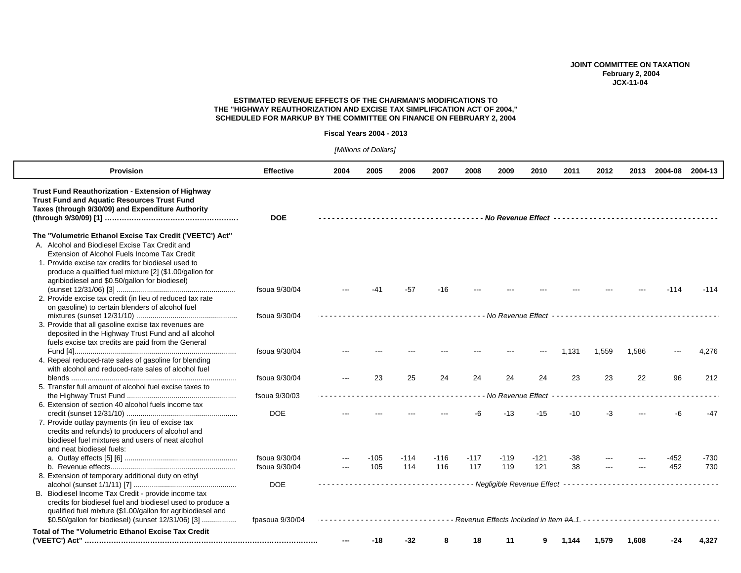JOINT COMMITTEE ON TAXATION
February 2, 2004
JCX-11-04

## ESTIMATED REVENUE EFFECTS OF THE CHAIRMAN'S MODIFICATIONS TO THE "HIGHWAY REAUTHORIZATION AND EXCISE TAX SIMPLIFICATION ACT OF 2004," SCHEDULED FOR MARKUP BY THE COMMITTEE ON FINANCE ON FEBRUARY 2, 2004

**Fiscal Years 2004 - 2013**

*[Millions of Dollars]*

| Provision | Effective | 2004 | 2005 | 2006 | 2007 | 2008 | 2009 | 2010 | 2011 | 2012 | 2013 | 2004-08 | 2004-13 |
|---|---|---|---|---|---|---|---|---|---|---|---|---|---|
| **Trust Fund Reauthorization - Extension of Highway Trust Fund and Aquatic Resources Trust Fund Taxes (through 9/30/09) and Expenditure Authority (through 9/30/09) [1]** | **DOE** | *No Revenue Effect* | | | | | | | | | | | |
| **The "Volumetric Ethanol Excise Tax Credit ('VEETC') Act"** | | | | | | | | | | | | | |
| A. Alcohol and Biodiesel Excise Tax Credit and Extension of Alcohol Fuels Income Tax Credit | | | | | | | | | | | | | |
| 1. Provide excise tax credits for biodiesel used to produce a qualified fuel mixture [2] ($1.00/gallon for agribiodiesel and $0.50/gallon for biodiesel) (sunset 12/31/06) [3] | fsoua 9/30/04 | --- | -41 | -57 | -16 | --- | --- | --- | --- | --- | --- | -114 | -114 |
| 2. Provide excise tax credit (in lieu of reduced tax rate on gasoline) to certain blenders of alcohol fuel mixtures (sunset 12/31/10) | fsoua 9/30/04 | *No Revenue Effect* | | | | | | | | | | | |
| 3. Provide that all gasoline excise tax revenues are deposited in the Highway Trust Fund and all alcohol fuels excise tax credits are paid from the General Fund [4] | fsoua 9/30/04 | --- | --- | --- | --- | --- | --- | --- | 1,131 | 1,559 | 1,586 | --- | 4,276 |
| 4. Repeal reduced-rate sales of gasoline for blending with alcohol and reduced-rate sales of alcohol fuel blends | fsoua 9/30/04 | --- | 23 | 25 | 24 | 24 | 24 | 24 | 23 | 23 | 22 | 96 | 212 |
| 5. Transfer full amount of alcohol fuel excise taxes to the Highway Trust Fund | fsoua 9/30/03 | *No Revenue Effect* | | | | | | | | | | | |
| 6. Extension of section 40 alcohol fuels income tax credit (sunset 12/31/10) | DOE | --- | --- | --- | --- | -6 | -13 | -15 | -10 | -3 | --- | -6 | -47 |
| 7. Provide outlay payments (in lieu of excise tax credits and refunds) to producers of alcohol and biodiesel fuel mixtures and users of neat alcohol and neat biodiesel fuels: | | | | | | | | | | | | | |
| a. Outlay effects [5] [6] | fsoua 9/30/04 | --- | -105 | -114 | -116 | -117 | -119 | -121 | -38 | --- | --- | -452 | -730 |
| b. Revenue effects | fsoua 9/30/04 | --- | 105 | 114 | 116 | 117 | 119 | 121 | 38 | --- | --- | 452 | 730 |
| 8. Extension of temporary additional duty on ethyl alcohol (sunset 1/1/11) [7] | DOE | *Negligible Revenue Effect* | | | | | | | | | | | |
| B. Biodiesel Income Tax Credit - provide income tax credits for biodiesel fuel and biodiesel used to produce a qualified fuel mixture ($1.00/gallon for agribiodiesel and $0.50/gallon for biodiesel) (sunset 12/31/06) [3] | fpasoua 9/30/04 | *Revenue Effects Included in Item #A.1.* | | | | | | | | | | | |
| **Total of The "Volumetric Ethanol Excise Tax Credit ('VEETC') Act"** | | **---** | **-18** | **-32** | **8** | **18** | **11** | **9** | **1,144** | **1,579** | **1,608** | **-24** | **4,327** |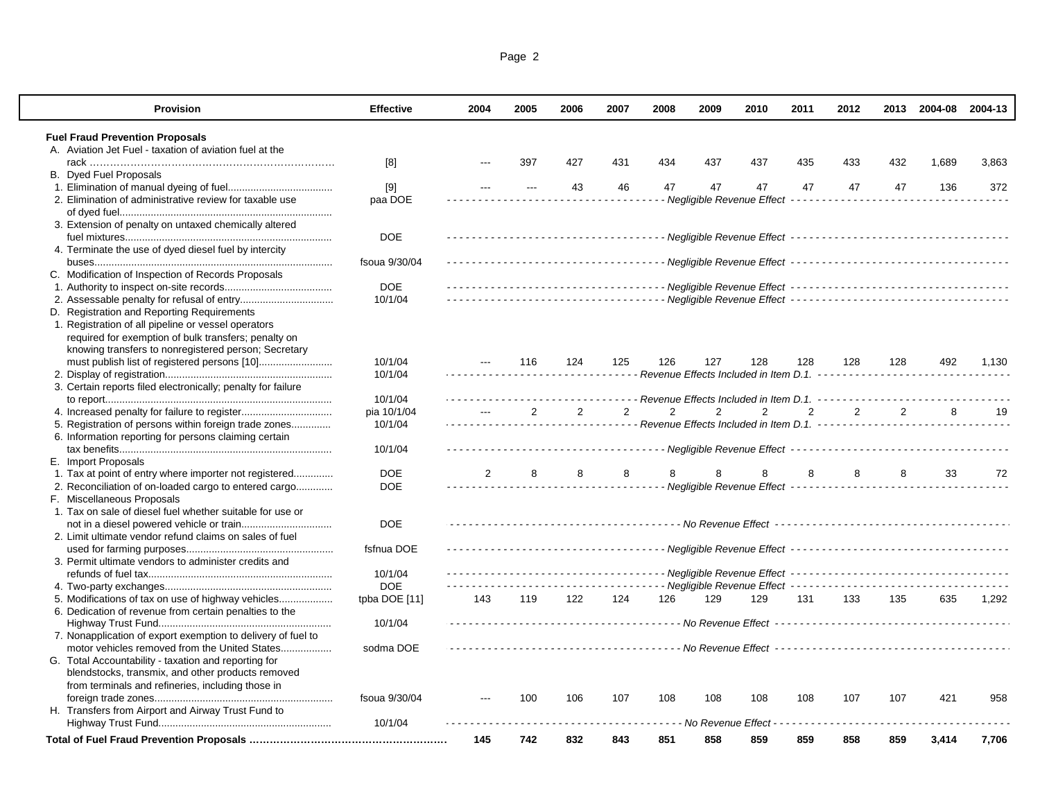| Provision | Effective | 2004 | 2005 | 2006 | 2007 | 2008 | 2009 | 2010 | 2011 | 2012 | 2013 | 2004-08 | 2004-13 |
|---|---|---|---|---|---|---|---|---|---|---|---|---|---|
| **Fuel Fraud Prevention Proposals** | | | | | | | | | | | | | |
| A. Aviation Jet Fuel - taxation of aviation fuel at the rack | [8] | --- | 397 | 427 | 431 | 434 | 437 | 437 | 435 | 433 | 432 | 1,689 | 3,863 |
| B. Dyed Fuel Proposals | | | | | | | | | | | | | |
| 1. Elimination of manual dyeing of fuel | [9] | --- | --- | 43 | 46 | 47 | 47 | 47 | 47 | 47 | 47 | 136 | 372 |
| 2. Elimination of administrative review for taxable use of dyed fuel | paa DOE | *Negligible Revenue Effect* | | | | | | | | | | | |
| 3. Extension of penalty on untaxed chemically altered fuel mixtures | DOE | *Negligible Revenue Effect* | | | | | | | | | | | |
| 4. Terminate the use of dyed diesel fuel by intercity buses | fsoua 9/30/04 | *Negligible Revenue Effect* | | | | | | | | | | | |
| C. Modification of Inspection of Records Proposals | | | | | | | | | | | | | |
| 1. Authority to inspect on-site records | DOE | *Negligible Revenue Effect* | | | | | | | | | | | |
| 2. Assessable penalty for refusal of entry | 10/1/04 | *Negligible Revenue Effect* | | | | | | | | | | | |
| D. Registration and Reporting Requirements | | | | | | | | | | | | | |
| 1. Registration of all pipeline or vessel operators required for exemption of bulk transfers; penalty on knowing transfers to nonregistered person; Secretary must publish list of registered persons [10] | 10/1/04 | --- | 116 | 124 | 125 | 126 | 127 | 128 | 128 | 128 | 128 | 492 | 1,130 |
| 2. Display of registration | 10/1/04 | *Revenue Effects Included in Item D.1.* | | | | | | | | | | | |
| 3. Certain reports filed electronically; penalty for failure to report | 10/1/04 | *Revenue Effects Included in Item D.1.* | | | | | | | | | | | |
| 4. Increased penalty for failure to register | pia 10/1/04 | --- | 2 | 2 | 2 | 2 | 2 | 2 | 2 | 2 | 2 | 8 | 19 |
| 5. Registration of persons within foreign trade zones | 10/1/04 | *Revenue Effects Included in Item D.1.* | | | | | | | | | | | |
| 6. Information reporting for persons claiming certain tax benefits | 10/1/04 | *Negligible Revenue Effect* | | | | | | | | | | | |
| E. Import Proposals | | | | | | | | | | | | | |
| 1. Tax at point of entry where importer not registered | DOE | 2 | 8 | 8 | 8 | 8 | 8 | 8 | 8 | 8 | 8 | 33 | 72 |
| 2. Reconciliation of on-loaded cargo to entered cargo | DOE | *Negligible Revenue Effect* | | | | | | | | | | | |
| F. Miscellaneous Proposals | | | | | | | | | | | | | |
| 1. Tax on sale of diesel fuel whether suitable for use or not in a diesel powered vehicle or train | DOE | *No Revenue Effect* | | | | | | | | | | | |
| 2. Limit ultimate vendor refund claims on sales of fuel used for farming purposes | fsfnua DOE | *Negligible Revenue Effect* | | | | | | | | | | | |
| 3. Permit ultimate vendors to administer credits and refunds of fuel tax | 10/1/04 | *Negligible Revenue Effect* | | | | | | | | | | | |
| 4. Two-party exchanges | DOE | *Negligible Revenue Effect* | | | | | | | | | | | |
| 5. Modifications of tax on use of highway vehicles | tpba DOE [11] | 143 | 119 | 122 | 124 | 126 | 129 | 129 | 131 | 133 | 135 | 635 | 1,292 |
| 6. Dedication of revenue from certain penalties to the Highway Trust Fund | 10/1/04 | *No Revenue Effect* | | | | | | | | | | | |
| 7. Nonapplication of export exemption to delivery of fuel to motor vehicles removed from the United States | sodma DOE | *No Revenue Effect* | | | | | | | | | | | |
| G. Total Accountability - taxation and reporting for blendstocks, transmix, and other products removed from terminals and refineries, including those in foreign trade zones | fsoua 9/30/04 | --- | 100 | 106 | 107 | 108 | 108 | 108 | 108 | 107 | 107 | 421 | 958 |
| H. Transfers from Airport and Airway Trust Fund to Highway Trust Fund | 10/1/04 | *No Revenue Effect* | | | | | | | | | | | |
| **Total of Fuel Fraud Prevention Proposals** | | **145** | **742** | **832** | **843** | **851** | **858** | **859** | **859** | **858** | **859** | **3,414** | **7,706** |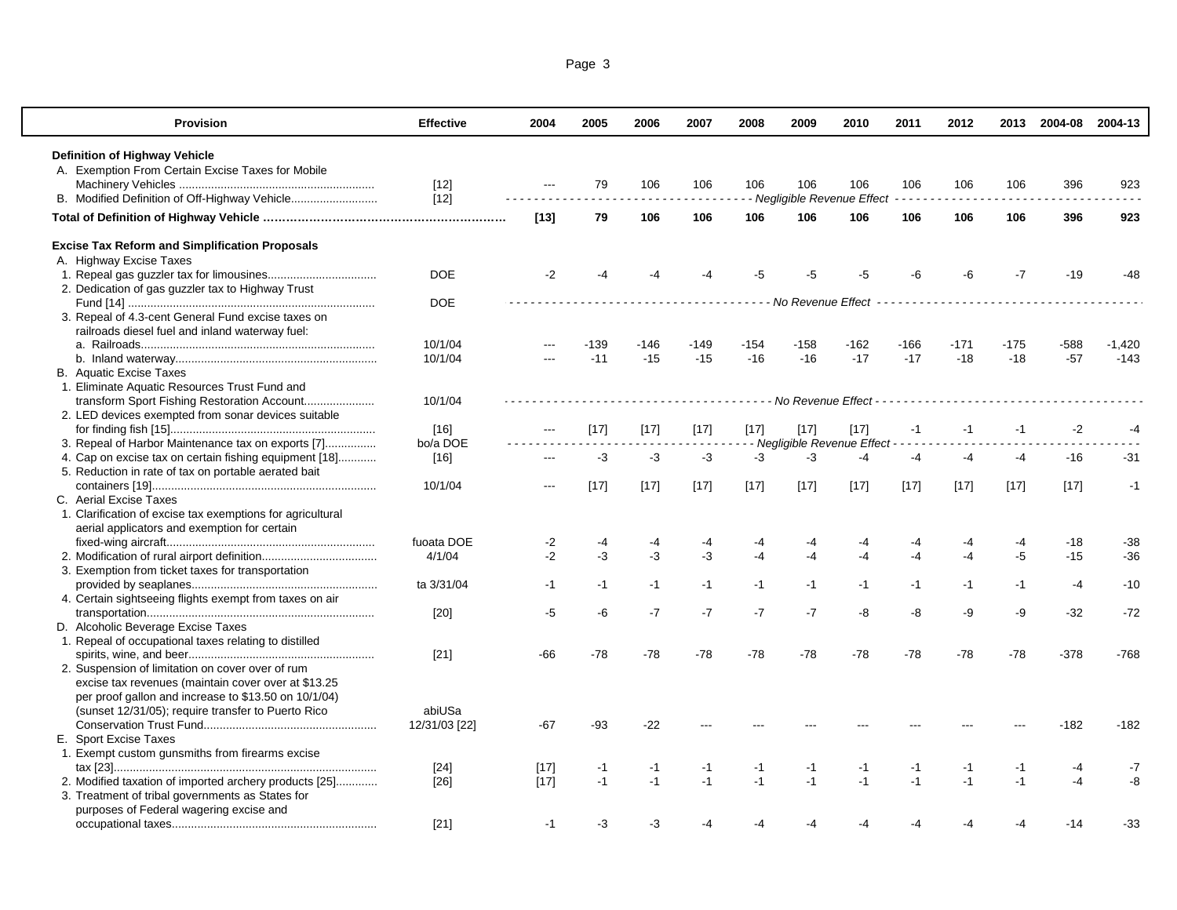| Provision | Effective | 2004 | 2005 | 2006 | 2007 | 2008 | 2009 | 2010 | 2011 | 2012 | 2013 | 2004-08 | 2004-13 |
|---|---|---|---|---|---|---|---|---|---|---|---|---|---|
| **Definition of Highway Vehicle** | | | | | | | | | | | | | |
| A. Exemption From Certain Excise Taxes for Mobile Machinery Vehicles | [12] | --- | 79 | 106 | 106 | 106 | 106 | 106 | 106 | 106 | 106 | 396 | 923 |
| B. Modified Definition of Off-Highway Vehicle | [12] | *Negligible Revenue Effect* | | | | | | | | | | | |
| **Total of Definition of Highway Vehicle** | | **[13]** | **79** | **106** | **106** | **106** | **106** | **106** | **106** | **106** | **106** | **396** | **923** |
| **Excise Tax Reform and Simplification Proposals** | | | | | | | | | | | | | |
| A. Highway Excise Taxes | | | | | | | | | | | | | |
| 1. Repeal gas guzzler tax for limousines | DOE | -2 | -4 | -4 | -4 | -5 | -5 | -5 | -6 | -6 | -7 | -19 | -48 |
| 2. Dedication of gas guzzler tax to Highway Trust Fund [14] | DOE | *No Revenue Effect* | | | | | | | | | | | |
| 3. Repeal of 4.3-cent General Fund excise taxes on railroads diesel fuel and inland waterway fuel: | | | | | | | | | | | | | |
| a. Railroads | 10/1/04 | --- | -139 | -146 | -149 | -154 | -158 | -162 | -166 | -171 | -175 | -588 | -1,420 |
| b. Inland waterway | 10/1/04 | --- | -11 | -15 | -15 | -16 | -16 | -17 | -17 | -18 | -18 | -57 | -143 |
| B. Aquatic Excise Taxes | | | | | | | | | | | | | |
| 1. Eliminate Aquatic Resources Trust Fund and transform Sport Fishing Restoration Account | 10/1/04 | *No Revenue Effect* | | | | | | | | | | | |
| 2. LED devices exempted from sonar devices suitable for finding fish [15] | [16] | --- | [17] | [17] | [17] | [17] | [17] | [17] | -1 | -1 | -1 | -2 | -4 |
| 3. Repeal of Harbor Maintenance tax on exports [7] | bo/a DOE | *Negligible Revenue Effect* | | | | | | | | | | | |
| 4. Cap on excise tax on certain fishing equipment [18] | [16] | --- | -3 | -3 | -3 | -3 | -3 | -4 | -4 | -4 | -4 | -16 | -31 |
| 5. Reduction in rate of tax on portable aerated bait containers [19] | 10/1/04 | --- | [17] | [17] | [17] | [17] | [17] | [17] | [17] | [17] | [17] | [17] | -1 |
| C. Aerial Excise Taxes | | | | | | | | | | | | | |
| 1. Clarification of excise tax exemptions for agricultural aerial applicators and exemption for certain fixed-wing aircraft | fuoata DOE | -2 | -4 | -4 | -4 | -4 | -4 | -4 | -4 | -4 | -4 | -18 | -38 |
| 2. Modification of rural airport definition | 4/1/04 | -2 | -3 | -3 | -3 | -4 | -4 | -4 | -4 | -4 | -5 | -15 | -36 |
| 3. Exemption from ticket taxes for transportation provided by seaplanes | ta 3/31/04 | -1 | -1 | -1 | -1 | -1 | -1 | -1 | -1 | -1 | -1 | -4 | -10 |
| 4. Certain sightseeing flights exempt from taxes on air transportation | [20] | -5 | -6 | -7 | -7 | -7 | -7 | -8 | -8 | -9 | -9 | -32 | -72 |
| D. Alcoholic Beverage Excise Taxes | | | | | | | | | | | | | |
| 1. Repeal of occupational taxes relating to distilled spirits, wine, and beer | [21] | -66 | -78 | -78 | -78 | -78 | -78 | -78 | -78 | -78 | -78 | -378 | -768 |
| 2. Suspension of limitation on cover over of rum excise tax revenues (maintain cover over at $13.25 per proof gallon and increase to $13.50 on 10/1/04) (sunset 12/31/05); require transfer to Puerto Rico Conservation Trust Fund | abiUSa 12/31/03 [22] | -67 | -93 | -22 | --- | --- | --- | --- | --- | --- | --- | -182 | -182 |
| E. Sport Excise Taxes | | | | | | | | | | | | | |
| 1. Exempt custom gunsmiths from firearms excise tax [23] | [24] | [17] | -1 | -1 | -1 | -1 | -1 | -1 | -1 | -1 | -1 | -4 | -7 |
| 2. Modified taxation of imported archery products [25] | [26] | [17] | -1 | -1 | -1 | -1 | -1 | -1 | -1 | -1 | -1 | -4 | -8 |
| 3. Treatment of tribal governments as States for purposes of Federal wagering excise and occupational taxes | [21] | -1 | -3 | -3 | -4 | -4 | -4 | -4 | -4 | -4 | -4 | -14 | -33 |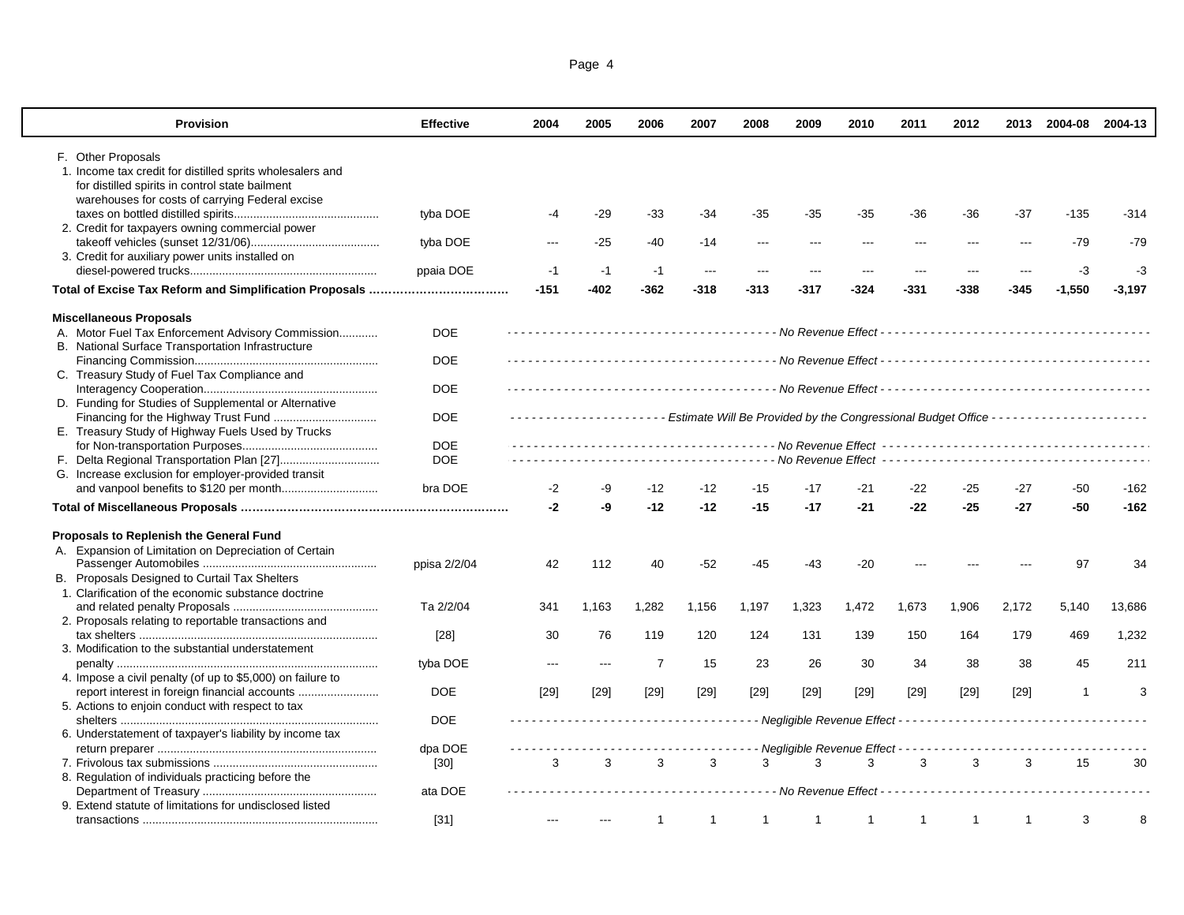| Provision | Effective | 2004 | 2005 | 2006 | 2007 | 2008 | 2009 | 2010 | 2011 | 2012 | 2013 | 2004-08 | 2004-13 |
|---|---|---|---|---|---|---|---|---|---|---|---|---|---|
| F. Other Proposals | | | | | | | | | | | | | |
| 1. Income tax credit for distilled sprits wholesalers and for distilled spirits in control state bailment warehouses for costs of carrying Federal excise taxes on bottled distilled spirits | tyba DOE | -4 | -29 | -33 | -34 | -35 | -35 | -35 | -36 | -36 | -37 | -135 | -314 |
| 2. Credit for taxpayers owning commercial power takeoff vehicles (sunset 12/31/06) | tyba DOE | --- | -25 | -40 | -14 | --- | --- | --- | --- | --- | --- | -79 | -79 |
| 3. Credit for auxiliary power units installed on diesel-powered trucks | ppaia DOE | -1 | -1 | -1 | --- | --- | --- | --- | --- | --- | --- | -3 | -3 |
| **Total of Excise Tax Reform and Simplification Proposals** | | **-151** | **-402** | **-362** | **-318** | **-313** | **-317** | **-324** | **-331** | **-338** | **-345** | **-1,550** | **-3,197** |
| **Miscellaneous Proposals** | | | | | | | | | | | | | |
| A. Motor Fuel Tax Enforcement Advisory Commission | DOE | *No Revenue Effect* | | | | | | | | | | | |
| B. National Surface Transportation Infrastructure Financing Commission | DOE | *No Revenue Effect* | | | | | | | | | | | |
| C. Treasury Study of Fuel Tax Compliance and Interagency Cooperation | DOE | *No Revenue Effect* | | | | | | | | | | | |
| D. Funding for Studies of Supplemental or Alternative Financing for the Highway Trust Fund | DOE | *Estimate Will Be Provided by the Congressional Budget Office* | | | | | | | | | | | |
| E. Treasury Study of Highway Fuels Used by Trucks for Non-transportation Purposes | DOE | *No Revenue Effect* | | | | | | | | | | | |
| F. Delta Regional Transportation Plan [27] | DOE | *No Revenue Effect* | | | | | | | | | | | |
| G. Increase exclusion for employer-provided transit and vanpool benefits to $120 per month | bra DOE | -2 | -9 | -12 | -12 | -15 | -17 | -21 | -22 | -25 | -27 | -50 | -162 |
| **Total of Miscellaneous Proposals** | | **-2** | **-9** | **-12** | **-12** | **-15** | **-17** | **-21** | **-22** | **-25** | **-27** | **-50** | **-162** |
| **Proposals to Replenish the General Fund** | | | | | | | | | | | | | |
| A. Expansion of Limitation on Depreciation of Certain Passenger Automobiles | ppisa 2/2/04 | 42 | 112 | 40 | -52 | -45 | -43 | -20 | --- | --- | --- | 97 | 34 |
| B. Proposals Designed to Curtail Tax Shelters | | | | | | | | | | | | | |
| 1. Clarification of the economic substance doctrine and related penalty Proposals | Ta 2/2/04 | 341 | 1,163 | 1,282 | 1,156 | 1,197 | 1,323 | 1,472 | 1,673 | 1,906 | 2,172 | 5,140 | 13,686 |
| 2. Proposals relating to reportable transactions and tax shelters | [28] | 30 | 76 | 119 | 120 | 124 | 131 | 139 | 150 | 164 | 179 | 469 | 1,232 |
| 3. Modification to the substantial understatement penalty | tyba DOE | --- | --- | 7 | 15 | 23 | 26 | 30 | 34 | 38 | 38 | 45 | 211 |
| 4. Impose a civil penalty (of up to $5,000) on failure to report interest in foreign financial accounts | DOE | [29] | [29] | [29] | [29] | [29] | [29] | [29] | [29] | [29] | [29] | 1 | 3 |
| 5. Actions to enjoin conduct with respect to tax shelters | DOE | *Negligible Revenue Effect* | | | | | | | | | | | |
| 6. Understatement of taxpayer's liability by income tax return preparer | dpa DOE | *Negligible Revenue Effect* | | | | | | | | | | | |
| 7. Frivolous tax submissions | [30] | 3 | 3 | 3 | 3 | 3 | 3 | 3 | 3 | 3 | 3 | 15 | 30 |
| 8. Regulation of individuals practicing before the Department of Treasury | ata DOE | *No Revenue Effect* | | | | | | | | | | | |
| 9. Extend statute of limitations for undisclosed listed transactions | [31] | --- | --- | 1 | 1 | 1 | 1 | 1 | 1 | 1 | 1 | 3 | 8 |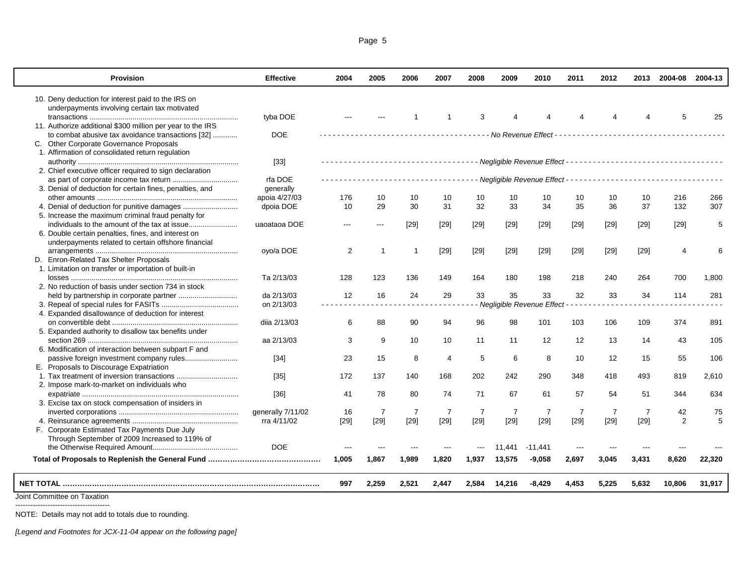| Provision | Effective | 2004 | 2005 | 2006 | 2007 | 2008 | 2009 | 2010 | 2011 | 2012 | 2013 | 2004-08 | 2004-13 |
|---|---|---|---|---|---|---|---|---|---|---|---|---|---|
| 10. Deny deduction for interest paid to the IRS on underpayments involving certain tax motivated transactions | tyba DOE | --- | --- | 1 | 1 | 3 | 4 | 4 | 4 | 4 | 4 | 5 | 25 |
| 11. Authorize additional $300 million per year to the IRS to combat abusive tax avoidance transactions [32] | DOE | No Revenue Effect | | | | | | | | | | | |
| C. Other Corporate Governance Proposals | | | | | | | | | | | | | |
| 1. Affirmation of consolidated return regulation authority | [33] | Negligible Revenue Effect | | | | | | | | | | | |
| 2. Chief executive officer required to sign declaration as part of corporate income tax return | rfa DOE | Negligible Revenue Effect | | | | | | | | | | | |
| 3. Denial of deduction for certain fines, penalties, and other amounts | generally apoia 4/27/03 | 176 | 10 | 10 | 10 | 10 | 10 | 10 | 10 | 10 | 10 | 216 | 266 |
| 4. Denial of deduction for punitive damages | dpoia DOE | 10 | 29 | 30 | 31 | 32 | 33 | 34 | 35 | 36 | 37 | 132 | 307 |
| 5. Increase the maximum criminal fraud penalty for individuals to the amount of the tax at issue | uaoataoa DOE | --- | --- | [29] | [29] | [29] | [29] | [29] | [29] | [29] | [29] | [29] | 5 |
| 6. Double certain penalties, fines, and interest on underpayments related to certain offshore financial arrangements | oyo/a DOE | 2 | 1 | 1 | [29] | [29] | [29] | [29] | [29] | [29] | [29] | 4 | 6 |
| D. Enron-Related Tax Shelter Proposals | | | | | | | | | | | | | |
| 1. Limitation on transfer or importation of built-in losses | Ta 2/13/03 | 128 | 123 | 136 | 149 | 164 | 180 | 198 | 218 | 240 | 264 | 700 | 1,800 |
| 2. No reduction of basis under section 734 in stock held by partnership in corporate partner | da 2/13/03 | 12 | 16 | 24 | 29 | 33 | 35 | 33 | 32 | 33 | 34 | 114 | 281 |
| 3. Repeal of special rules for FASITs | on 2/13/03 | Negligible Revenue Effect | | | | | | | | | | | |
| 4. Expanded disallowance of deduction for interest on convertible debt | diia 2/13/03 | 6 | 88 | 90 | 94 | 96 | 98 | 101 | 103 | 106 | 109 | 374 | 891 |
| 5. Expanded authority to disallow tax benefits under section 269 | aa 2/13/03 | 3 | 9 | 10 | 10 | 11 | 11 | 12 | 12 | 13 | 14 | 43 | 105 |
| 6. Modification of interaction between subpart F and passive foreign investment company rules | [34] | 23 | 15 | 8 | 4 | 5 | 6 | 8 | 10 | 12 | 15 | 55 | 106 |
| E. Proposals to Discourage Expatriation | | | | | | | | | | | | | |
| 1. Tax treatment of inversion transactions | [35] | 172 | 137 | 140 | 168 | 202 | 242 | 290 | 348 | 418 | 493 | 819 | 2,610 |
| 2. Impose mark-to-market on individuals who expatriate | [36] | 41 | 78 | 80 | 74 | 71 | 67 | 61 | 57 | 54 | 51 | 344 | 634 |
| 3. Excise tax on stock compensation of insiders in inverted corporations | generally 7/11/02 | 16 | 7 | 7 | 7 | 7 | 7 | 7 | 7 | 7 | 7 | 42 | 75 |
| 4. Reinsurance agreements | rra 4/11/02 | [29] | [29] | [29] | [29] | [29] | [29] | [29] | [29] | [29] | [29] | 2 | 5 |
| F. Corporate Estimated Tax Payments Due July Through September of 2009 Increased to 119% of the Otherwise Required Amount | DOE | --- | --- | --- | --- | --- | 11,441 | -11,441 | --- | --- | --- | --- | --- |
| **Total of Proposals to Replenish the General Fund** | | **1,005** | **1,867** | **1,989** | **1,820** | **1,937** | **13,575** | **-9,058** | **2,697** | **3,045** | **3,431** | **8,620** | **22,320** |
| **NET TOTAL** | | **997** | **2,259** | **2,521** | **2,447** | **2,584** | **14,216** | **-8,429** | **4,453** | **5,225** | **5,632** | **10,806** | **31,917** |

Joint Committee on Taxation

NOTE: Details may not add to totals due to rounding.

*[Legend and Footnotes for JCX-11-04 appear on the following page]*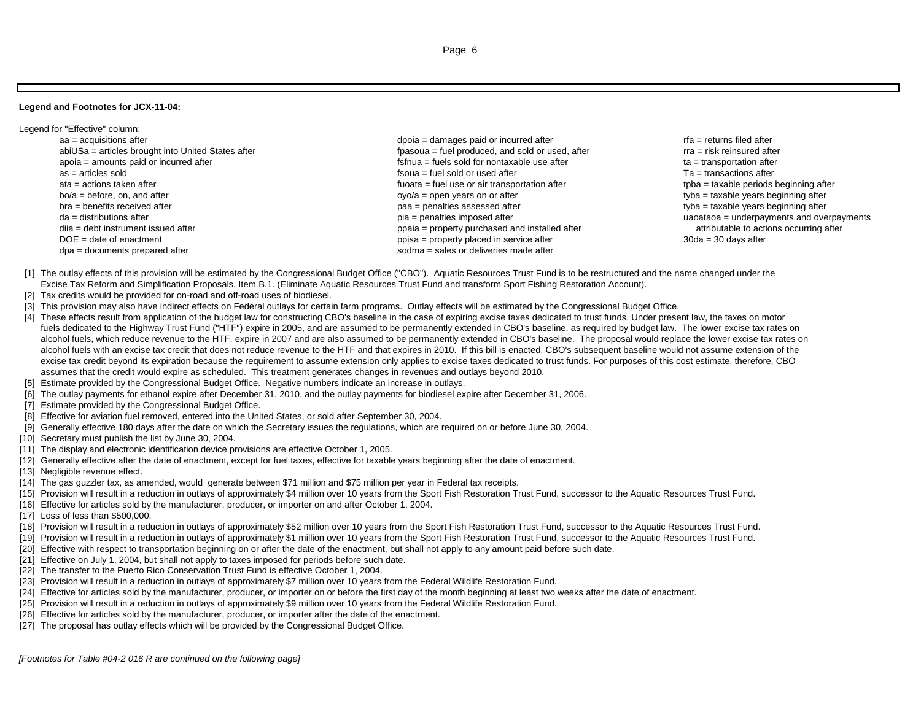**Legend and Footnotes for JCX-11-04:**

Legend for "Effective" column:

aa = acquisitions after
abiUSa = articles brought into United States after
apoia = amounts paid or incurred after
as = articles sold
ata = actions taken after
bo/a = before, on, and after
bra = benefits received after
da = distributions after
diia = debt instrument issued after
DOE = date of enactment
dpa = documents prepared after
dpoia = damages paid or incurred after
fpasoua = fuel produced, and sold or used, after
fsfnua = fuels sold for nontaxable use after
fsoua = fuel sold or used after
fuoata = fuel use or air transportation after
oyo/a = open years on or after
paa = penalties assessed after
pia = penalties imposed after
ppaia = property purchased and installed after
ppisa = property placed in service after
sodma = sales or deliveries made after
rfa = returns filed after
rra = risk reinsured after
ta = transportation after
Ta = transactions after
tpba = taxable periods beginning after
tyba = taxable years beginning after
tyba = taxable years beginning after
uaoataoa = underpayments and overpayments attributable to actions occurring after
30da = 30 days after

[1] The outlay effects of this provision will be estimated by the Congressional Budget Office ("CBO"). Aquatic Resources Trust Fund is to be restructured and the name changed under the Excise Tax Reform and Simplification Proposals, Item B.1. (Eliminate Aquatic Resources Trust Fund and transform Sport Fishing Restoration Account).

[2] Tax credits would be provided for on-road and off-road uses of biodiesel.

[3] This provision may also have indirect effects on Federal outlays for certain farm programs. Outlay effects will be estimated by the Congressional Budget Office.

[4] These effects result from application of the budget law for constructing CBO's baseline in the case of expiring excise taxes dedicated to trust funds. Under present law, the taxes on motor fuels dedicated to the Highway Trust Fund ("HTF") expire in 2005, and are assumed to be permanently extended in CBO's baseline, as required by budget law. The lower excise tax rates on alcohol fuels, which reduce revenue to the HTF, expire in 2007 and are also assumed to be permanently extended in CBO's baseline. The proposal would replace the lower excise tax rates on alcohol fuels with an excise tax credit that does not reduce revenue to the HTF and that expires in 2010. If this bill is enacted, CBO's subsequent baseline would not assume extension of the excise tax credit beyond its expiration because the requirement to assume extension only applies to excise taxes dedicated to trust funds. For purposes of this cost estimate, therefore, CBO assumes that the credit would expire as scheduled. This treatment generates changes in revenues and outlays beyond 2010.

[5] Estimate provided by the Congressional Budget Office. Negative numbers indicate an increase in outlays.

[6] The outlay payments for ethanol expire after December 31, 2010, and the outlay payments for biodiesel expire after December 31, 2006.

[7] Estimate provided by the Congressional Budget Office.

[8] Effective for aviation fuel removed, entered into the United States, or sold after September 30, 2004.

[9] Generally effective 180 days after the date on which the Secretary issues the regulations, which are required on or before June 30, 2004.

[10] Secretary must publish the list by June 30, 2004.

[11] The display and electronic identification device provisions are effective October 1, 2005.

[12] Generally effective after the date of enactment, except for fuel taxes, effective for taxable years beginning after the date of enactment.

[13] Negligible revenue effect.

[14] The gas guzzler tax, as amended, would generate between $71 million and $75 million per year in Federal tax receipts.

[15] Provision will result in a reduction in outlays of approximately $4 million over 10 years from the Sport Fish Restoration Trust Fund, successor to the Aquatic Resources Trust Fund.

[16] Effective for articles sold by the manufacturer, producer, or importer on and after October 1, 2004.

[17] Loss of less than $500,000.

[18] Provision will result in a reduction in outlays of approximately $52 million over 10 years from the Sport Fish Restoration Trust Fund, successor to the Aquatic Resources Trust Fund.

[19] Provision will result in a reduction in outlays of approximately $1 million over 10 years from the Sport Fish Restoration Trust Fund, successor to the Aquatic Resources Trust Fund.

[20] Effective with respect to transportation beginning on or after the date of the enactment, but shall not apply to any amount paid before such date.

[21] Effective on July 1, 2004, but shall not apply to taxes imposed for periods before such date.

[22] The transfer to the Puerto Rico Conservation Trust Fund is effective October 1, 2004.

[23] Provision will result in a reduction in outlays of approximately $7 million over 10 years from the Federal Wildlife Restoration Fund.

[24] Effective for articles sold by the manufacturer, producer, or importer on or before the first day of the month beginning at least two weeks after the date of enactment.

[25] Provision will result in a reduction in outlays of approximately $9 million over 10 years from the Federal Wildlife Restoration Fund.

[26] Effective for articles sold by the manufacturer, producer, or importer after the date of the enactment.

[27] The proposal has outlay effects which will be provided by the Congressional Budget Office.

*[Footnotes for Table #04-2 016 R are continued on the following page]*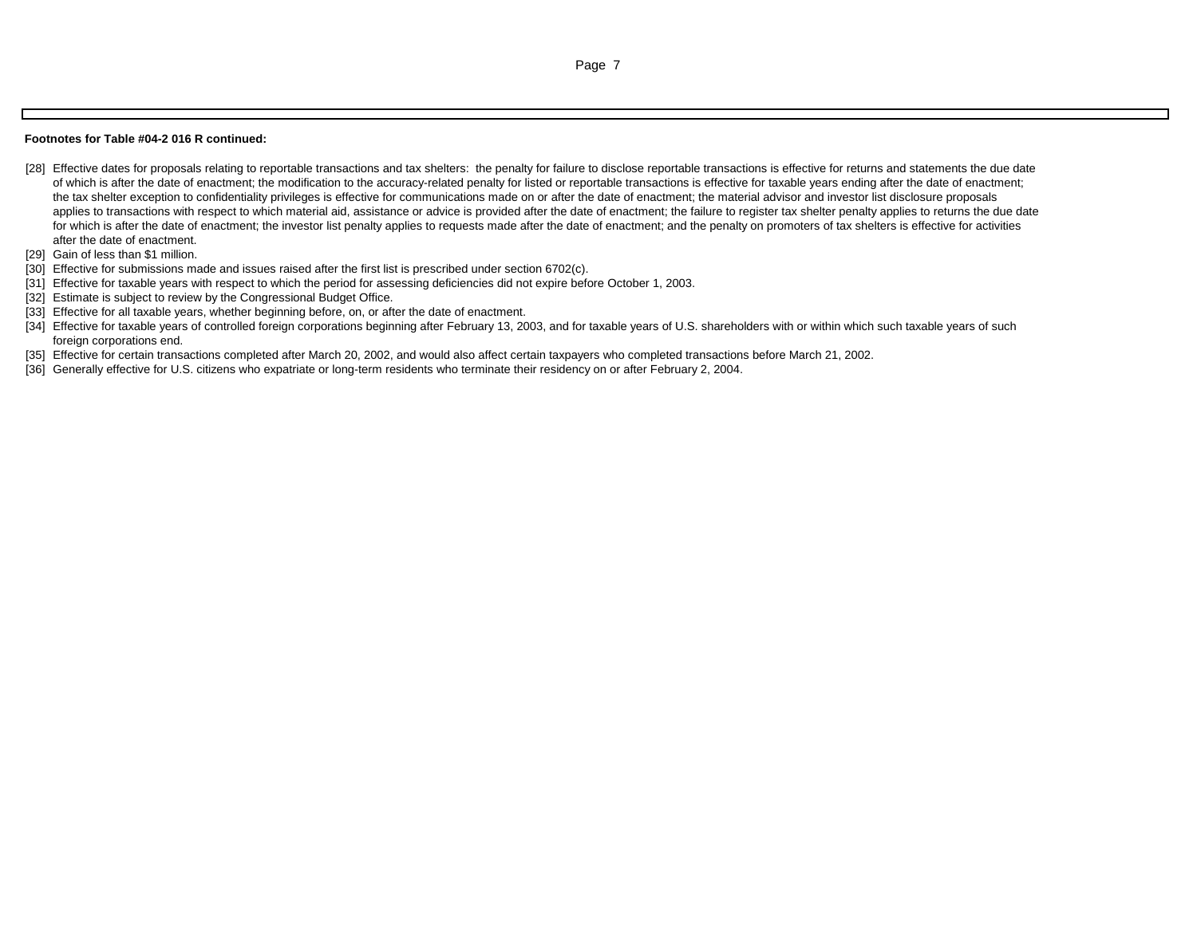**Footnotes for Table #04-2 016 R continued:**

[28] Effective dates for proposals relating to reportable transactions and tax shelters: the penalty for failure to disclose reportable transactions is effective for returns and statements the due date of which is after the date of enactment; the modification to the accuracy-related penalty for listed or reportable transactions is effective for taxable years ending after the date of enactment; the tax shelter exception to confidentiality privileges is effective for communications made on or after the date of enactment; the material advisor and investor list disclosure proposals applies to transactions with respect to which material aid, assistance or advice is provided after the date of enactment; the failure to register tax shelter penalty applies to returns the due date for which is after the date of enactment; the investor list penalty applies to requests made after the date of enactment; and the penalty on promoters of tax shelters is effective for activities after the date of enactment.

[29] Gain of less than $1 million.

[30] Effective for submissions made and issues raised after the first list is prescribed under section 6702(c).

[31] Effective for taxable years with respect to which the period for assessing deficiencies did not expire before October 1, 2003.

[32] Estimate is subject to review by the Congressional Budget Office.

[33] Effective for all taxable years, whether beginning before, on, or after the date of enactment.

[34] Effective for taxable years of controlled foreign corporations beginning after February 13, 2003, and for taxable years of U.S. shareholders with or within which such taxable years of such foreign corporations end.

[35] Effective for certain transactions completed after March 20, 2002, and would also affect certain taxpayers who completed transactions before March 21, 2002.

[36] Generally effective for U.S. citizens who expatriate or long-term residents who terminate their residency on or after February 2, 2004.